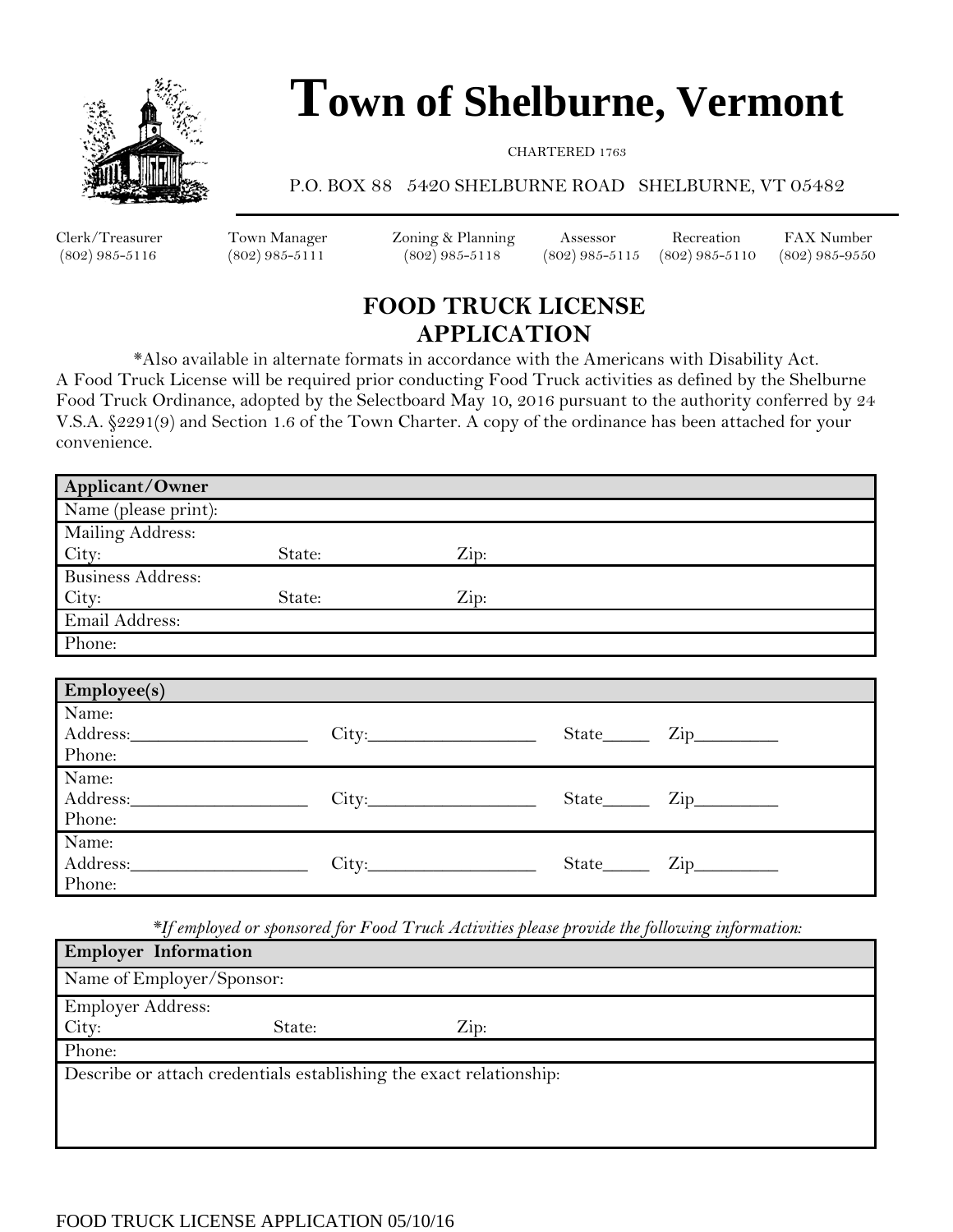# Town of Shelburne, Vermont

CHARTERED 1763

P.O. BOX 88 5420 SHELBURNE ROAD SHELBURNE, VT 05482

| Clerk/Treasurer | Town Manager | Zoning & Planning | Assessor | Recreation | FAX Number |
|---|---|---|---|---|---|
| (802) 985-5116 | (802) 985-5111 | (802) 985-5118 | (802) 985-5115 | (802) 985-5110 | (802) 985-9550 |

## FOOD TRUCK LICENSE APPLICATION

*Also available in alternate formats in accordance with the Americans with Disability Act.

A Food Truck License will be required prior conducting Food Truck activities as defined by the Shelburne Food Truck Ordinance, adopted by the Selectboard May 10, 2016 pursuant to the authority conferred by 24 V.S.A. §2291(9) and Section 1.6 of the Town Charter. A copy of the ordinance has been attached for your convenience.

| **Applicant/Owner** | | |
|---|---|---|
| Name (please print): | | |
| Mailing Address: | | |
| City: | State: | Zip: |
| Business Address: | | |
| City: | State: | Zip: |
| Email Address: | | |
| Phone: | | |

| **Employee(s)** | | | |
|---|---|---|---|
| Name: | | | |
| Address:__________________ | City:_________________ | State_____ | Zip________ |
| Phone: | | | |
| Name: | | | |
| Address:__________________ | City:_________________ | State_____ | Zip________ |
| Phone: | | | |
| Name: | | | |
| Address:__________________ | City:_________________ | State_____ | Zip________ |
| Phone: | | | |

*\*If employed or sponsored for Food Truck Activities please provide the following information:*

| **Employer Information** | | |
|---|---|---|
| Name of Employer/Sponsor: | | |
| Employer Address: | | |
| City: | State: | Zip: |
| Phone: | | |
| Describe or attach credentials establishing the exact relationship: | | |

FOOD TRUCK LICENSE APPLICATION 05/10/16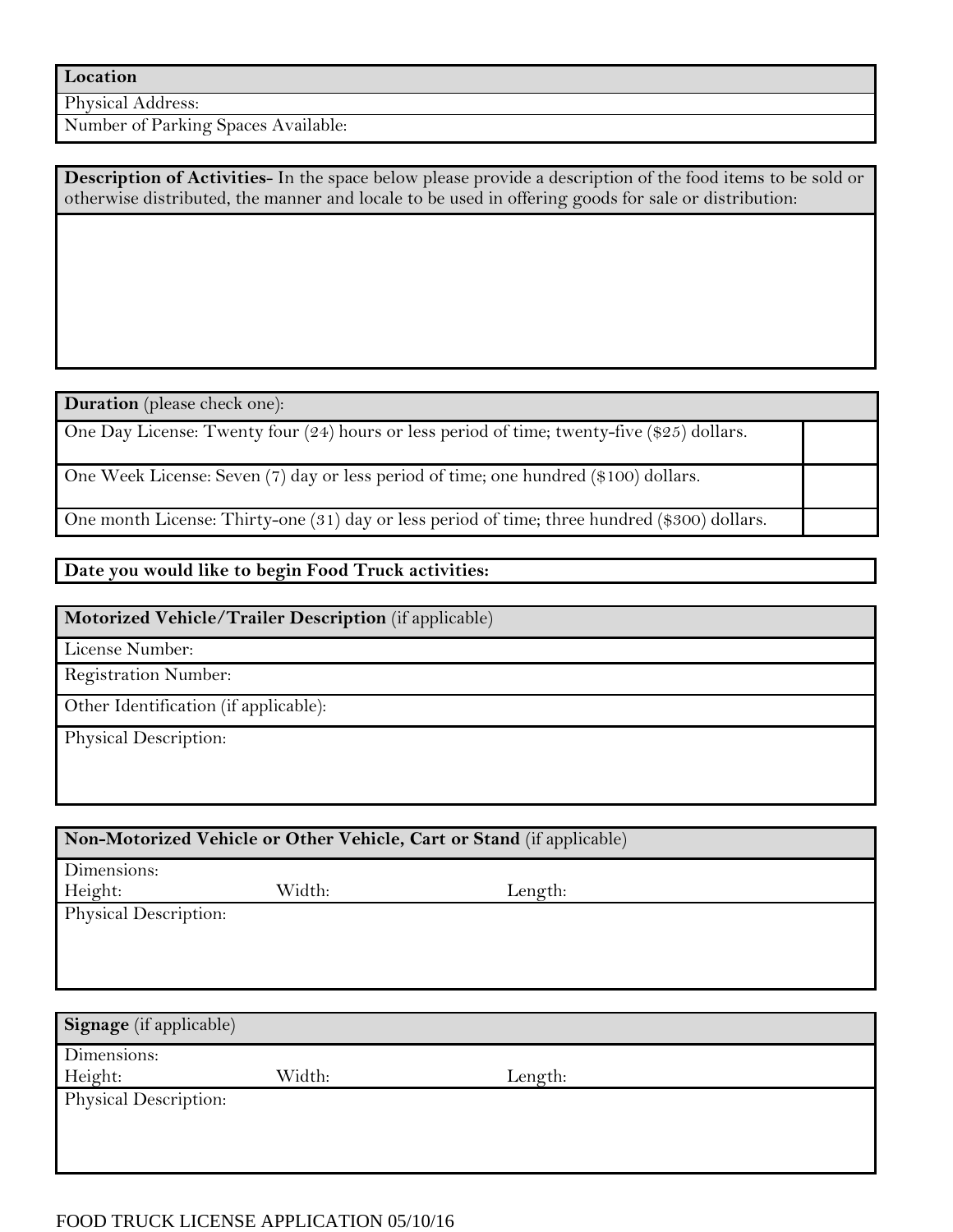| **Location** |
| --- |
| Physical Address: |
| Number of Parking Spaces Available: |

| **Description of Activities**- In the space below please provide a description of the food items to be sold or otherwise distributed, the manner and locale to be used in offering goods for sale or distribution: |
| --- |
| |

| **Duration** (please check one): | |
| --- | --- |
| One Day License: Twenty four (24) hours or less period of time; twenty-five ($25) dollars. | |
| One Week License: Seven (7) day or less period of time; one hundred ($100) dollars. | |
| One month License: Thirty-one (31) day or less period of time; three hundred ($300) dollars. | |

| **Date you would like to begin Food Truck activities:** |
| --- |

| **Motorized Vehicle/Trailer Description** (if applicable) |
| --- |
| License Number: |
| Registration Number: |
| Other Identification (if applicable): |
| Physical Description: |

| **Non-Motorized Vehicle or Other Vehicle, Cart or Stand** (if applicable) | | |
| --- | --- | --- |
| Dimensions:<br>Height: | Width: | Length: |
| Physical Description: | | |

| **Signage** (if applicable) | | |
| --- | --- | --- |
| Dimensions:<br>Height: | Width: | Length: |
| Physical Description: | | |

FOOD TRUCK LICENSE APPLICATION 05/10/16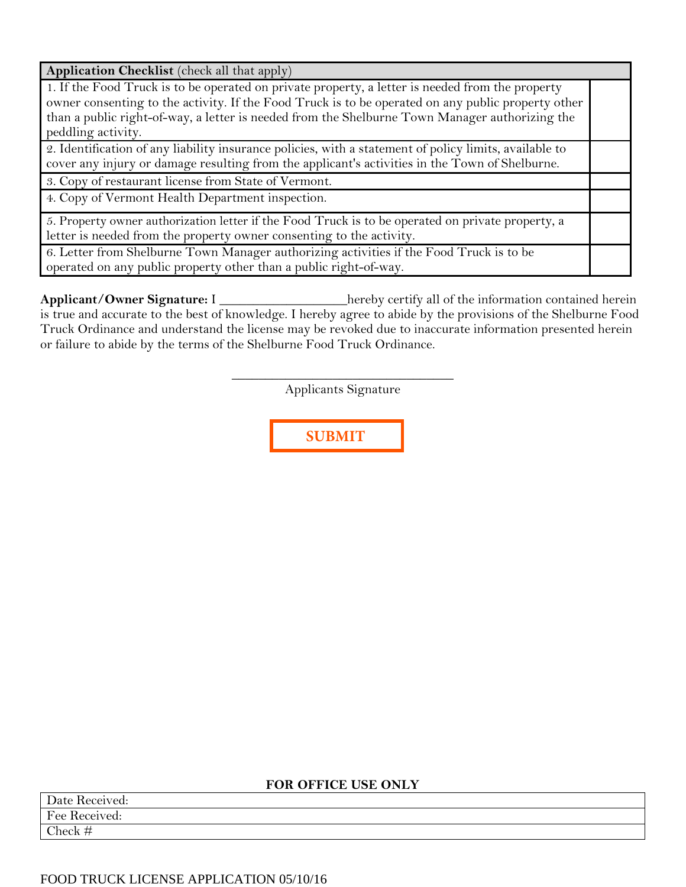| **Application Checklist** (check all that apply) | |
|---|---|
| 1. If the Food Truck is to be operated on private property, a letter is needed from the property owner consenting to the activity. If the Food Truck is to be operated on any public property other than a public right-of-way, a letter is needed from the Shelburne Town Manager authorizing the peddling activity. | |
| 2. Identification of any liability insurance policies, with a statement of policy limits, available to cover any injury or damage resulting from the applicant's activities in the Town of Shelburne. | |
| 3. Copy of restaurant license from State of Vermont. | |
| 4. Copy of Vermont Health Department inspection. | |
| 5. Property owner authorization letter if the Food Truck is to be operated on private property, a letter is needed from the property owner consenting to the activity. | |
| 6. Letter from Shelburne Town Manager authorizing activities if the Food Truck is to be operated on any public property other than a public right-of-way. | |

**Applicant/Owner Signature:** I ___________________hereby certify all of the information contained herein is true and accurate to the best of knowledge. I hereby agree to abide by the provisions of the Shelburne Food Truck Ordinance and understand the license may be revoked due to inaccurate information presented herein or failure to abide by the terms of the Shelburne Food Truck Ordinance.

_________________________________

Applicants Signature

**SUBMIT**

**FOR OFFICE USE ONLY**

| | |
|---|---|
| Date Received: | |
| Fee Received: | |
| Check # | |

FOOD TRUCK LICENSE APPLICATION 05/10/16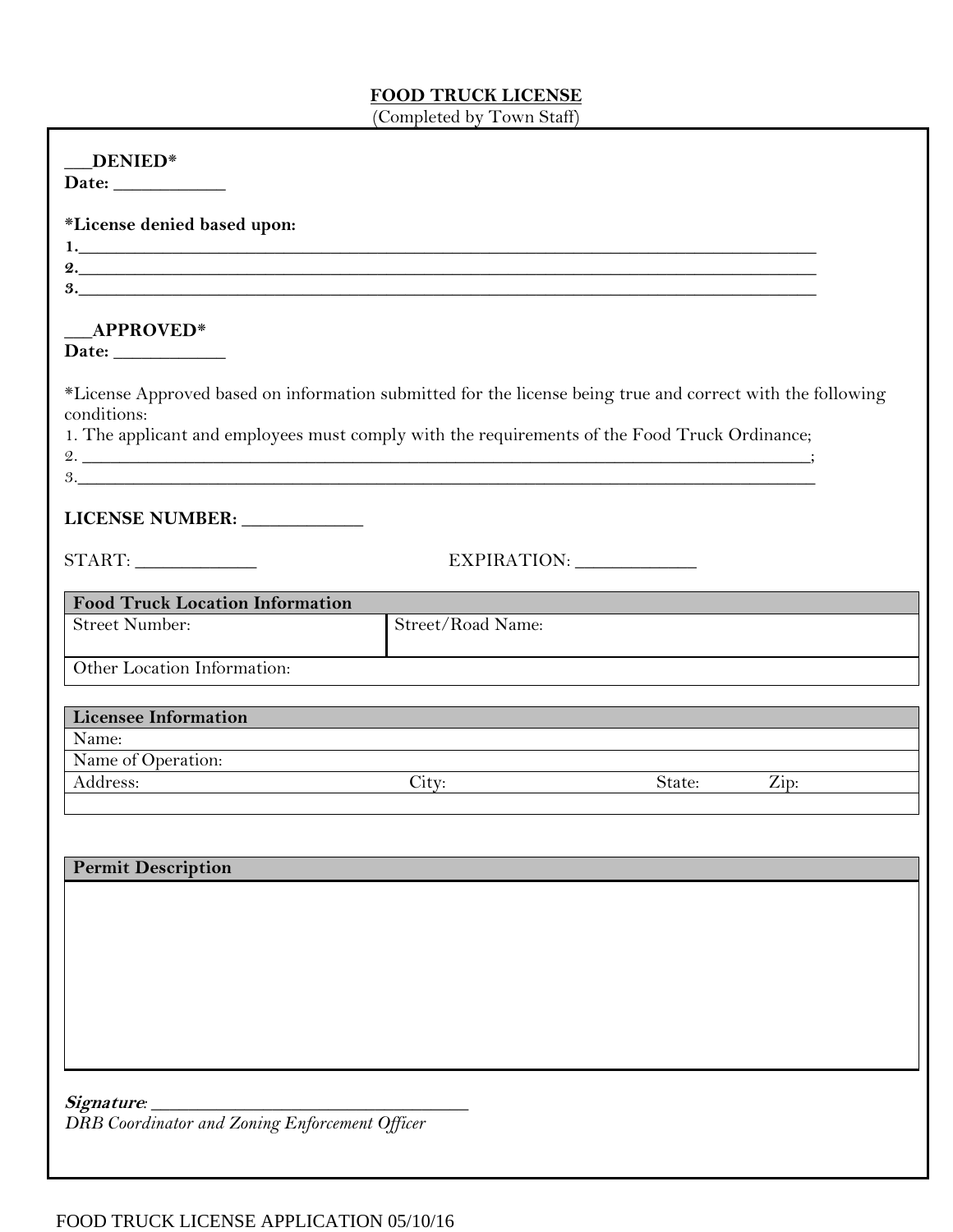**FOOD TRUCK LICENSE**
(Completed by Town Staff)

**___DENIED***
**Date: ___________**

***License denied based upon:**
**1.**________________________________________________________________________________
**2.**________________________________________________________________________________
**3.**________________________________________________________________________________

**___APPROVED***
**Date: ___________**

*License Approved based on information submitted for the license being true and correct with the following conditions:
1. The applicant and employees must comply with the requirements of the Food Truck Ordinance;
2. _______________________________________________________________________________;
3._______________________________________________________________________________

**LICENSE NUMBER: ____________**

START: ____________ EXPIRATION: ____________

| **Food Truck Location Information** | |
|---|---|
| Street Number: | Street/Road Name: |
| Other Location Information: | |

| **Licensee Information** | | | |
|---|---|---|---|
| Name: | | | |
| Name of Operation: | | | |
| Address: | City: | State: | Zip: |
| | | | |

| **Permit Description** |
|---|
| |

***Signature***: ______________________________
*DRB Coordinator and Zoning Enforcement Officer*

FOOD TRUCK LICENSE APPLICATION 05/10/16